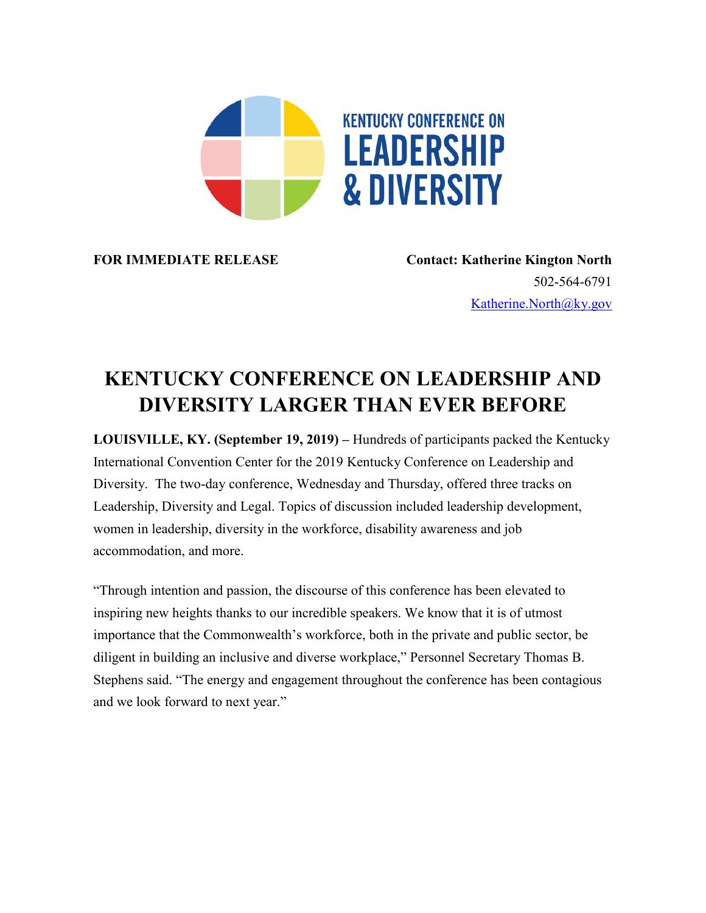KENTUCKY CONFERENCE ON
LEADERSHIP
& DIVERSITY

**FOR IMMEDIATE RELEASE**

**Contact: Katherine Kington North**
502-564-6791
Katherine.North@ky.gov

# KENTUCKY CONFERENCE ON LEADERSHIP AND DIVERSITY LARGER THAN EVER BEFORE

**LOUISVILLE, KY. (September 19, 2019) –** Hundreds of participants packed the Kentucky International Convention Center for the 2019 Kentucky Conference on Leadership and Diversity. The two-day conference, Wednesday and Thursday, offered three tracks on Leadership, Diversity and Legal. Topics of discussion included leadership development, women in leadership, diversity in the workforce, disability awareness and job accommodation, and more.

"Through intention and passion, the discourse of this conference has been elevated to inspiring new heights thanks to our incredible speakers. We know that it is of utmost importance that the Commonwealth's workforce, both in the private and public sector, be diligent in building an inclusive and diverse workplace," Personnel Secretary Thomas B. Stephens said. "The energy and engagement throughout the conference has been contagious and we look forward to next year."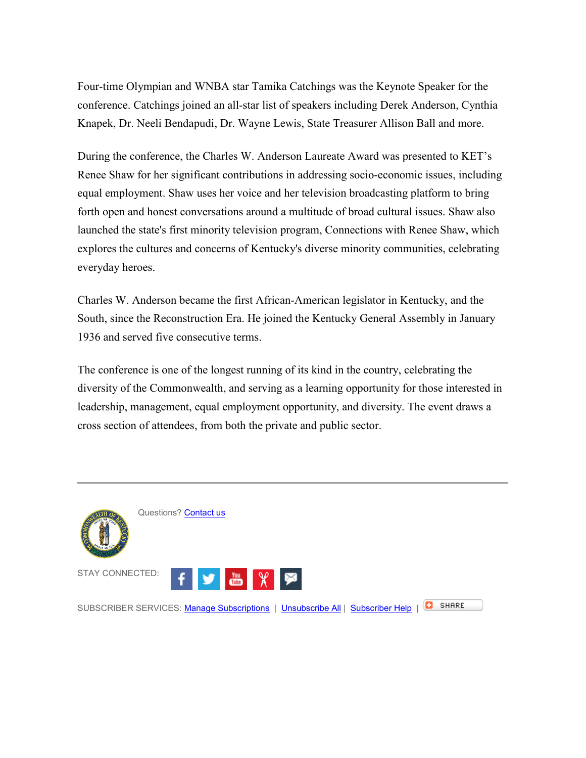Four-time Olympian and WNBA star Tamika Catchings was the Keynote Speaker for the conference. Catchings joined an all-star list of speakers including Derek Anderson, Cynthia Knapek, Dr. Neeli Bendapudi, Dr. Wayne Lewis, State Treasurer Allison Ball and more.

During the conference, the Charles W. Anderson Laureate Award was presented to KET's Renee Shaw for her significant contributions in addressing socio-economic issues, including equal employment. Shaw uses her voice and her television broadcasting platform to bring forth open and honest conversations around a multitude of broad cultural issues. Shaw also launched the state's first minority television program, Connections with Renee Shaw, which explores the cultures and concerns of Kentucky's diverse minority communities, celebrating everyday heroes.

Charles W. Anderson became the first African-American legislator in Kentucky, and the South, since the Reconstruction Era. He joined the Kentucky General Assembly in January 1936 and served five consecutive terms.

The conference is one of the longest running of its kind in the country, celebrating the diversity of the Commonwealth, and serving as a learning opportunity for those interested in leadership, management, equal employment opportunity, and diversity. The event draws a cross section of attendees, from both the private and public sector.

---

Questions? Contact us

STAY CONNECTED:

SUBSCRIBER SERVICES: Manage Subscriptions | Unsubscribe All | Subscriber Help | SHARE